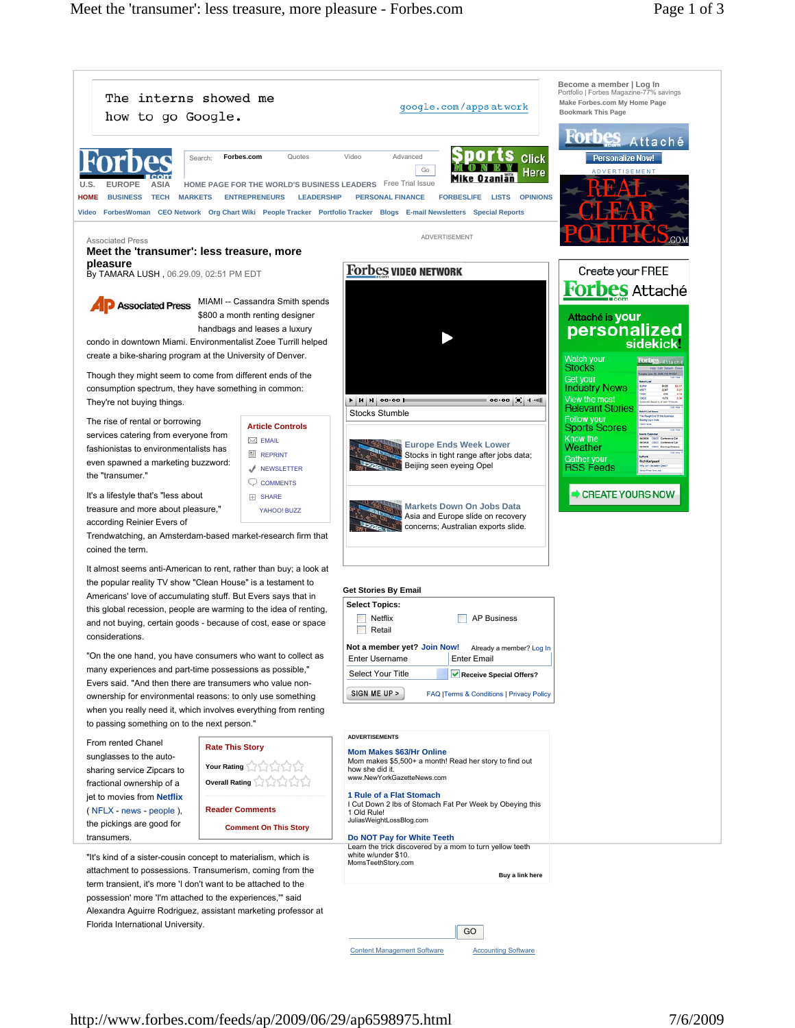Associated Press

# Meet the 'transumer': less treasure, more pleasure

By TAMARA LUSH , 06.29.09, 02:51 PM EDT

MIAMI -- Cassandra Smith spends $800 a month renting designer handbags and leases a luxury condo in downtown Miami. Environmentalist Zoee Turrill helped create a bike-sharing program at the University of Denver.

Though they might seem to come from different ends of the consumption spectrum, they have something in common: They're not buying things.

The rise of rental or borrowing services catering from everyone from fashionistas to environmentalists has even spawned a marketing buzzword: the "transumer."

It's a lifestyle that's "less about treasure and more about pleasure," according Reinier Evers of Trendwatching, an Amsterdam-based market-research firm that coined the term.

It almost seems anti-American to rent, rather than buy; a look at the popular reality TV show "Clean House" is a testament to Americans' love of accumulating stuff. But Evers says that in this global recession, people are warming to the idea of renting, and not buying, certain goods - because of cost, ease or space considerations.

"On the one hand, you have consumers who want to collect as many experiences and part-time possessions as possible," Evers said. "And then there are transumers who value non-ownership for environmental reasons: to only use something when you really need it, which involves everything from renting to passing something on to the next person."

From rented Chanel sunglasses to the auto-sharing service Zipcars to fractional ownership of a jet to movies from Netflix ( NFLX - news - people ), the pickings are good for transumers.

"It's kind of a sister-cousin concept to materialism, which is attachment to possessions. Transumerism, coming from the term transient, it's more 'I don't want to be attached to the possession' more 'I'm attached to the experiences,'" said Alexandra Aguirre Rodriguez, assistant marketing professor at Florida International University.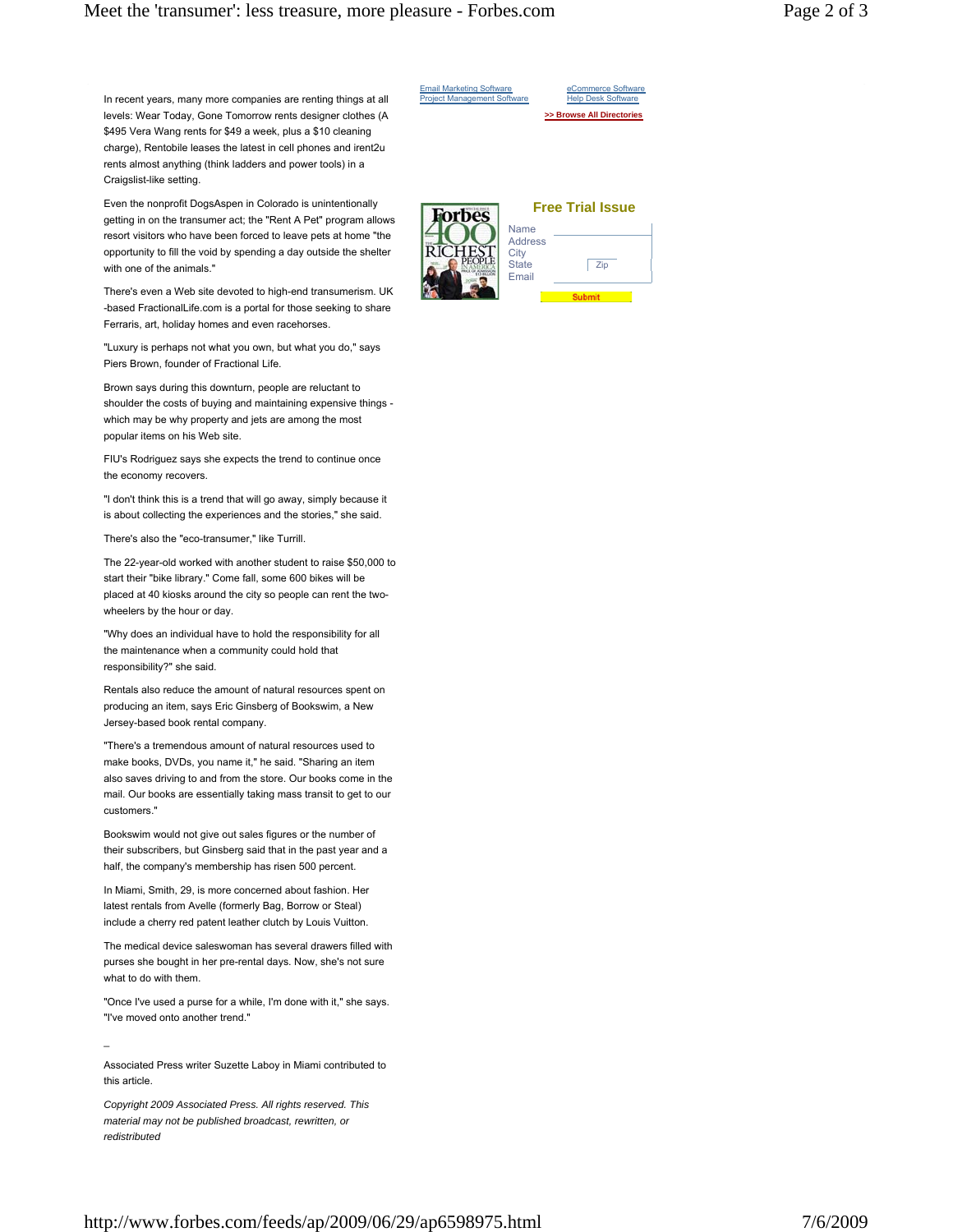In recent years, many more companies are renting things at all levels: Wear Today, Gone Tomorrow rents designer clothes (A $495 Vera Wang rents for $49 a week, plus a $10 cleaning charge), Rentobile leases the latest in cell phones and irent2u rents almost anything (think ladders and power tools) in a Craigslist-like setting.

Even the nonprofit DogsAspen in Colorado is unintentionally getting in on the transumer act; the "Rent A Pet" program allows resort visitors who have been forced to leave pets at home "the opportunity to fill the void by spending a day outside the shelter with one of the animals."

There's even a Web site devoted to high-end transumerism. UK-based FractionalLife.com is a portal for those seeking to share Ferraris, art, holiday homes and even racehorses.

"Luxury is perhaps not what you own, but what you do," says Piers Brown, founder of Fractional Life.

Brown says during this downturn, people are reluctant to shoulder the costs of buying and maintaining expensive things - which may be why property and jets are among the most popular items on his Web site.

FIU's Rodriguez says she expects the trend to continue once the economy recovers.

"I don't think this is a trend that will go away, simply because it is about collecting the experiences and the stories," she said.

There's also the "eco-transumer," like Turrill.

The 22-year-old worked with another student to raise $50,000 to start their "bike library." Come fall, some 600 bikes will be placed at 40 kiosks around the city so people can rent the two-wheelers by the hour or day.

"Why does an individual have to hold the responsibility for all the maintenance when a community could hold that responsibility?" she said.

Rentals also reduce the amount of natural resources spent on producing an item, says Eric Ginsberg of Bookswim, a New Jersey-based book rental company.

"There's a tremendous amount of natural resources used to make books, DVDs, you name it," he said. "Sharing an item also saves driving to and from the store. Our books come in the mail. Our books are essentially taking mass transit to get to our customers."

Bookswim would not give out sales figures or the number of their subscribers, but Ginsberg said that in the past year and a half, the company's membership has risen 500 percent.

In Miami, Smith, 29, is more concerned about fashion. Her latest rentals from Avelle (formerly Bag, Borrow or Steal) include a cherry red patent leather clutch by Louis Vuitton.

The medical device saleswoman has several drawers filled with purses she bought in her pre-rental days. Now, she's not sure what to do with them.

"Once I've used a purse for a while, I'm done with it," she says. "I've moved onto another trend."

–

Associated Press writer Suzette Laboy in Miami contributed to this article.

*Copyright 2009 Associated Press. All rights reserved. This material may not be published broadcast, rewritten, or redistributed*

Email Marketing Software
Project Management Software
eCommerce Software
Help Desk Software
>> Browse All Directories

**Free Trial Issue**

Name
Address
City
State
Zip
Email
Submit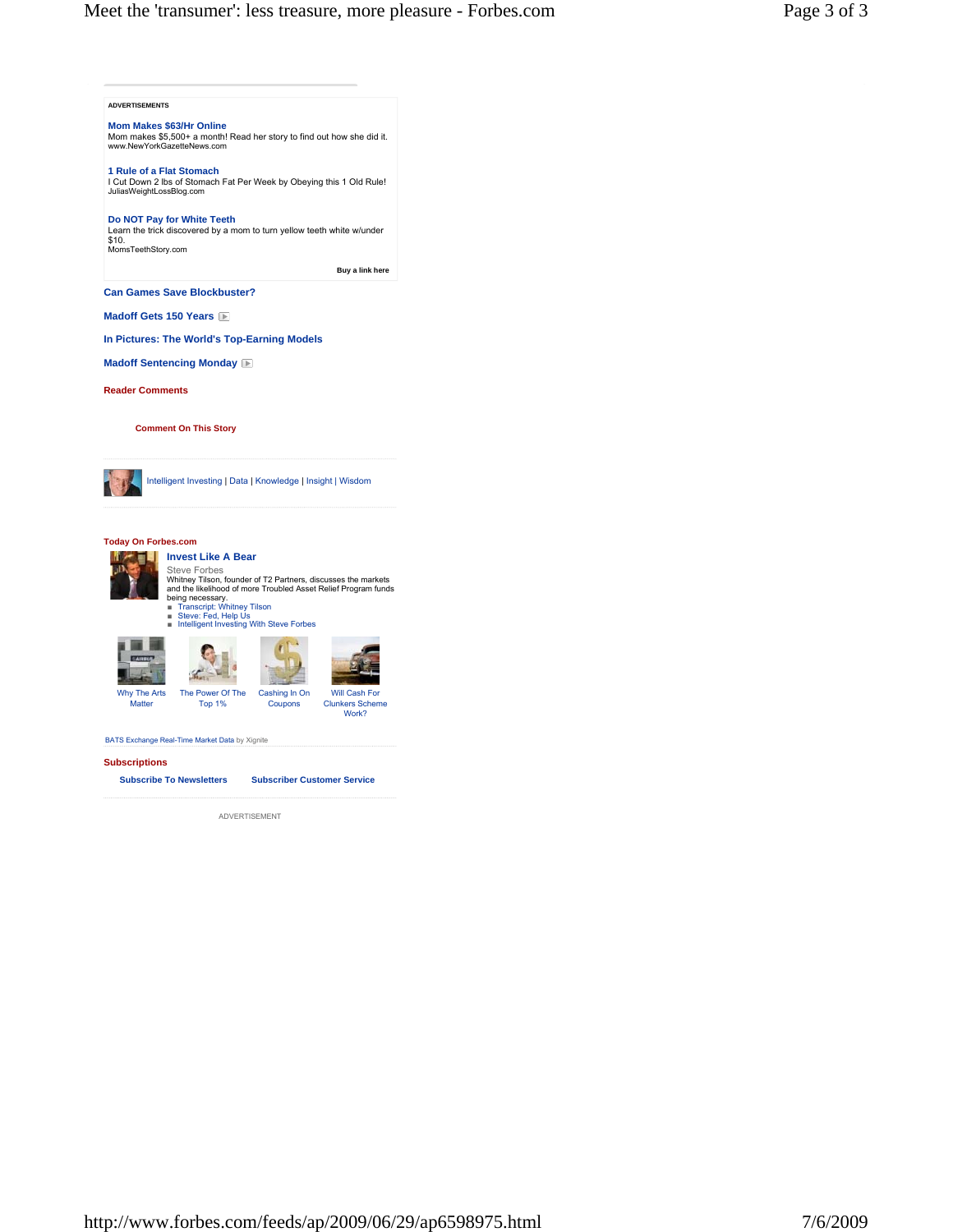ADVERTISEMENTS

**Mom Makes $63/Hr Online**
Mom makes $5,500+ a month! Read her story to find out how she did it.
www.NewYorkGazetteNews.com

**1 Rule of a Flat Stomach**
I Cut Down 2 lbs of Stomach Fat Per Week by Obeying this 1 Old Rule!
JuliasWeightLossBlog.com

**Do NOT Pay for White Teeth**
Learn the trick discovered by a mom to turn yellow teeth white w/under $10.
MomsTeethStory.com

Buy a link here

**Can Games Save Blockbuster?**

**Madoff Gets 150 Years**

**In Pictures: The World's Top-Earning Models**

**Madoff Sentencing Monday**

**Reader Comments**

**Comment On This Story**

Intelligent Investing | Data | Knowledge | Insight | Wisdom

**Today On Forbes.com**

**Invest Like A Bear**
Steve Forbes
Whitney Tilson, founder of T2 Partners, discusses the markets and the likelihood of more Troubled Asset Relief Program funds being necessary.

- Transcript: Whitney Tilson
- Steve: Fed, Help Us
- Intelligent Investing With Steve Forbes

Why The Arts Matter

The Power Of The Top 1%

Cashing In On Coupons

Will Cash For Clunkers Scheme Work?

BATS Exchange Real-Time Market Data by Xignite

**Subscriptions**

**Subscribe To Newsletters** **Subscriber Customer Service**

ADVERTISEMENT